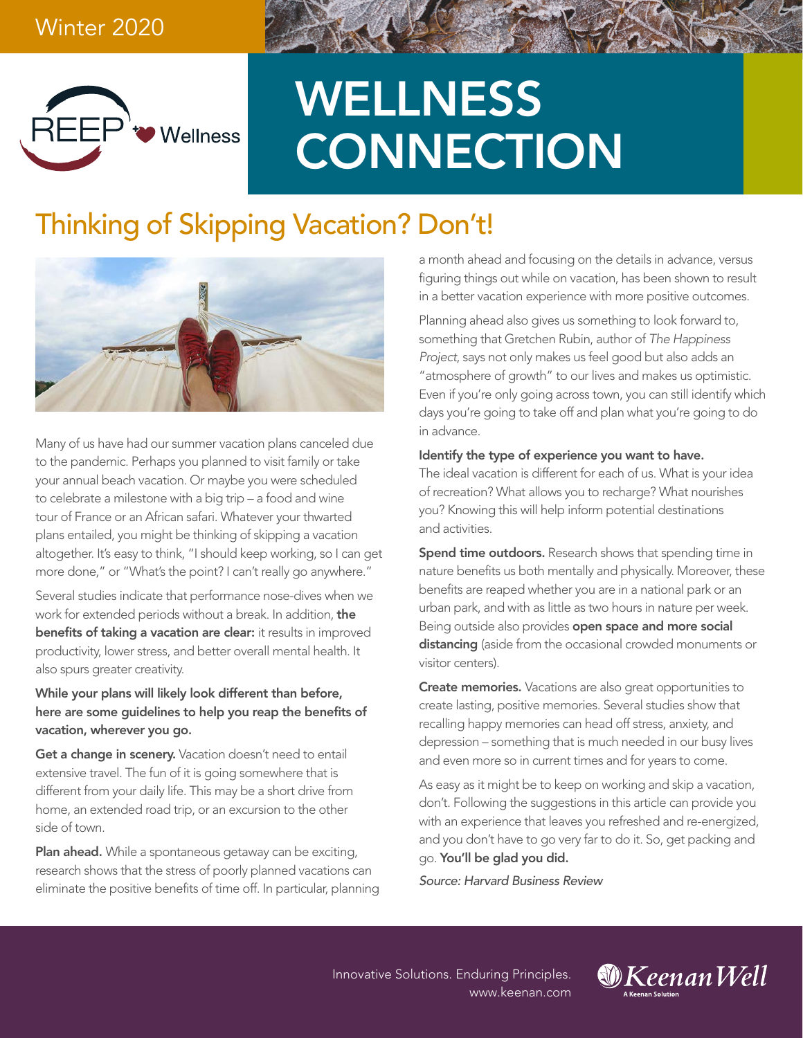Winter 2020

REEP Wellness

# WELLNESS CONNECTION

## Thinking of Skipping Vacation? Don't!

Many of us have had our summer vacation plans canceled due to the pandemic. Perhaps you planned to visit family or take your annual beach vacation. Or maybe you were scheduled to celebrate a milestone with a big trip – a food and wine tour of France or an African safari. Whatever your thwarted plans entailed, you might be thinking of skipping a vacation altogether. It's easy to think, "I should keep working, so I can get more done," or "What's the point? I can't really go anywhere."

Several studies indicate that performance nose-dives when we work for extended periods without a break. In addition, **the benefits of taking a vacation are clear:** it results in improved productivity, lower stress, and better overall mental health. It also spurs greater creativity.

**While your plans will likely look different than before, here are some guidelines to help you reap the benefits of vacation, wherever you go.**

**Get a change in scenery.** Vacation doesn't need to entail extensive travel. The fun of it is going somewhere that is different from your daily life. This may be a short drive from home, an extended road trip, or an excursion to the other side of town.

**Plan ahead.** While a spontaneous getaway can be exciting, research shows that the stress of poorly planned vacations can eliminate the positive benefits of time off. In particular, planning a month ahead and focusing on the details in advance, versus figuring things out while on vacation, has been shown to result in a better vacation experience with more positive outcomes.

Planning ahead also gives us something to look forward to, something that Gretchen Rubin, author of *The Happiness Project*, says not only makes us feel good but also adds an "atmosphere of growth" to our lives and makes us optimistic. Even if you're only going across town, you can still identify which days you're going to take off and plan what you're going to do in advance.

**Identify the type of experience you want to have.** The ideal vacation is different for each of us. What is your idea of recreation? What allows you to recharge? What nourishes you? Knowing this will help inform potential destinations and activities.

**Spend time outdoors.** Research shows that spending time in nature benefits us both mentally and physically. Moreover, these benefits are reaped whether you are in a national park or an urban park, and with as little as two hours in nature per week. Being outside also provides **open space and more social distancing** (aside from the occasional crowded monuments or visitor centers).

**Create memories.** Vacations are also great opportunities to create lasting, positive memories. Several studies show that recalling happy memories can head off stress, anxiety, and depression – something that is much needed in our busy lives and even more so in current times and for years to come.

As easy as it might be to keep on working and skip a vacation, don't. Following the suggestions in this article can provide you with an experience that leaves you refreshed and re-energized, and you don't have to go very far to do it. So, get packing and go. **You'll be glad you did.**

*Source: Harvard Business Review*

Innovative Solutions. Enduring Principles.
www.keenan.com

KeenanWell – A Keenan Solution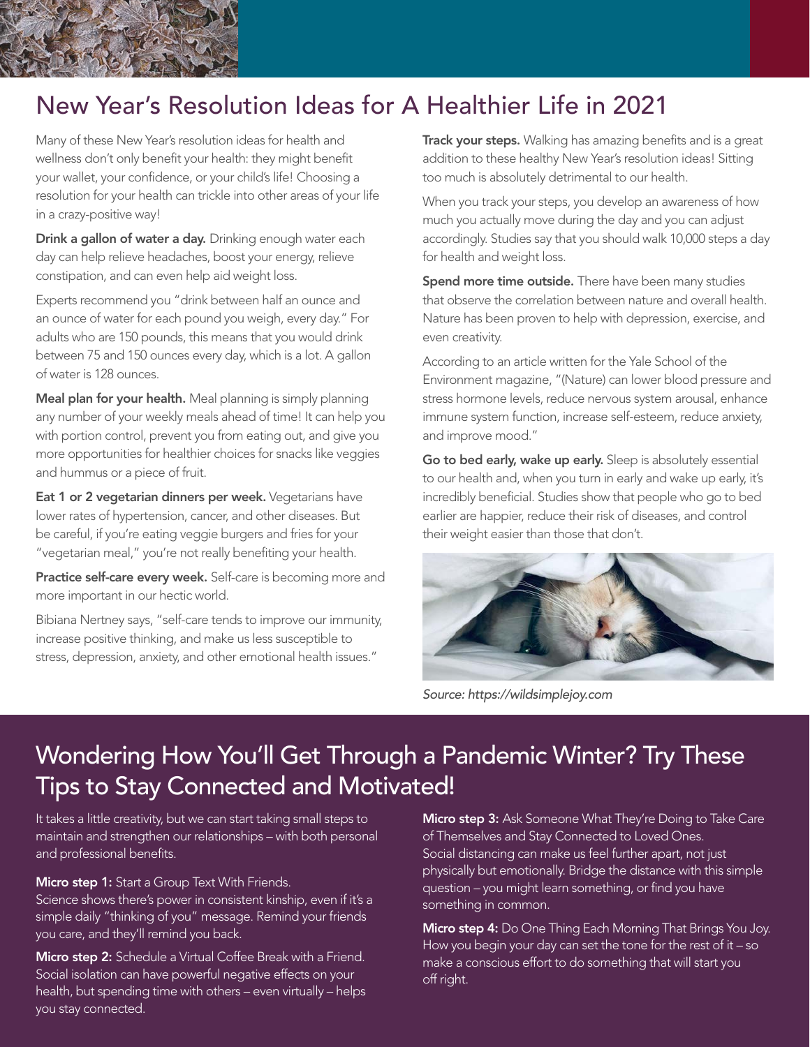# New Year's Resolution Ideas for A Healthier Life in 2021

Many of these New Year's resolution ideas for health and wellness don't only benefit your health: they might benefit your wallet, your confidence, or your child's life! Choosing a resolution for your health can trickle into other areas of your life in a crazy-positive way!

**Drink a gallon of water a day.** Drinking enough water each day can help relieve headaches, boost your energy, relieve constipation, and can even help aid weight loss.

Experts recommend you "drink between half an ounce and an ounce of water for each pound you weigh, every day." For adults who are 150 pounds, this means that you would drink between 75 and 150 ounces every day, which is a lot. A gallon of water is 128 ounces.

**Meal plan for your health.** Meal planning is simply planning any number of your weekly meals ahead of time! It can help you with portion control, prevent you from eating out, and give you more opportunities for healthier choices for snacks like veggies and hummus or a piece of fruit.

**Eat 1 or 2 vegetarian dinners per week.** Vegetarians have lower rates of hypertension, cancer, and other diseases. But be careful, if you're eating veggie burgers and fries for your "vegetarian meal," you're not really benefiting your health.

**Practice self-care every week.** Self-care is becoming more and more important in our hectic world.

Bibiana Nertney says, "self-care tends to improve our immunity, increase positive thinking, and make us less susceptible to stress, depression, anxiety, and other emotional health issues."

**Track your steps.** Walking has amazing benefits and is a great addition to these healthy New Year's resolution ideas! Sitting too much is absolutely detrimental to our health.

When you track your steps, you develop an awareness of how much you actually move during the day and you can adjust accordingly. Studies say that you should walk 10,000 steps a day for health and weight loss.

**Spend more time outside.** There have been many studies that observe the correlation between nature and overall health. Nature has been proven to help with depression, exercise, and even creativity.

According to an article written for the Yale School of the Environment magazine, "(Nature) can lower blood pressure and stress hormone levels, reduce nervous system arousal, enhance immune system function, increase self-esteem, reduce anxiety, and improve mood."

**Go to bed early, wake up early.** Sleep is absolutely essential to our health and, when you turn in early and wake up early, it's incredibly beneficial. Studies show that people who go to bed earlier are happier, reduce their risk of diseases, and control their weight easier than those that don't.

*Source: https://wildsimplejoy.com*

# Wondering How You'll Get Through a Pandemic Winter? Try These Tips to Stay Connected and Motivated!

It takes a little creativity, but we can start taking small steps to maintain and strengthen our relationships – with both personal and professional benefits.

**Micro step 1:** Start a Group Text With Friends.
Science shows there's power in consistent kinship, even if it's a simple daily "thinking of you" message. Remind your friends you care, and they'll remind you back.

**Micro step 2:** Schedule a Virtual Coffee Break with a Friend.
Social isolation can have powerful negative effects on your health, but spending time with others – even virtually – helps you stay connected.

**Micro step 3:** Ask Someone What They're Doing to Take Care of Themselves and Stay Connected to Loved Ones.
Social distancing can make us feel further apart, not just physically but emotionally. Bridge the distance with this simple question – you might learn something, or find you have something in common.

**Micro step 4:** Do One Thing Each Morning That Brings You Joy.
How you begin your day can set the tone for the rest of it – so make a conscious effort to do something that will start you off right.